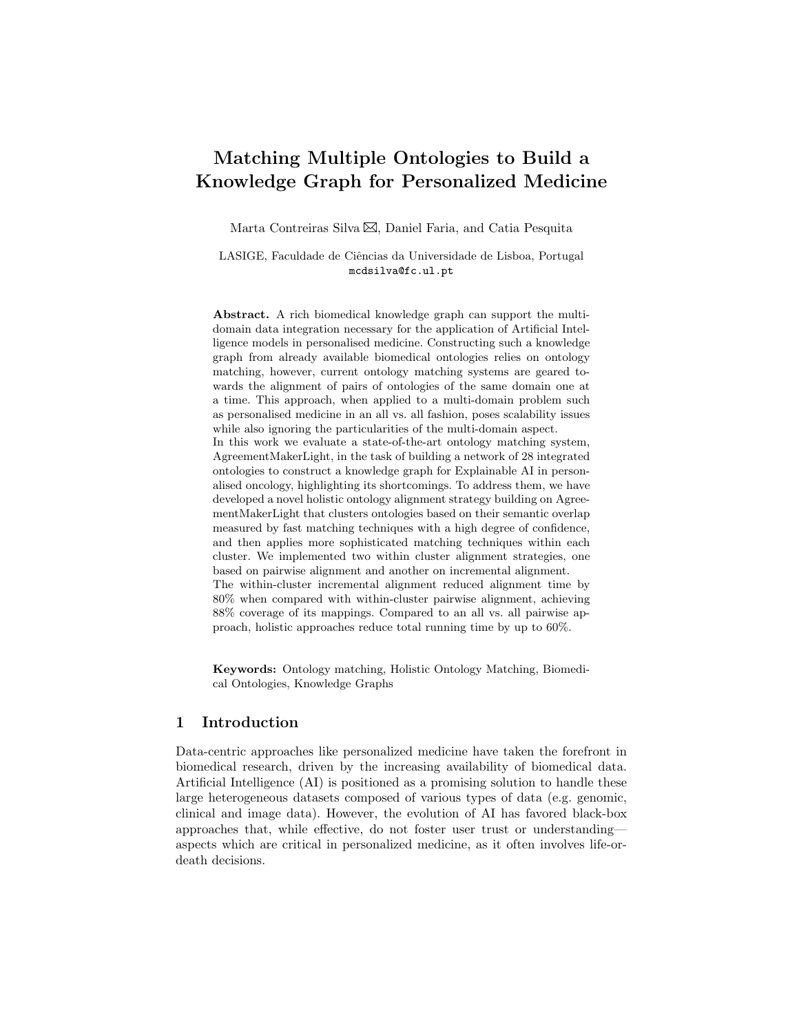# Matching Multiple Ontologies to Build a Knowledge Graph for Personalized Medicine

Marta Contreiras Silva ✉, Daniel Faria, and Catia Pesquita

LASIGE, Faculdade de Ciências da Universidade de Lisboa, Portugal
mcdsilva@fc.ul.pt

**Abstract.** A rich biomedical knowledge graph can support the multi-domain data integration necessary for the application of Artificial Intelligence models in personalised medicine. Constructing such a knowledge graph from already available biomedical ontologies relies on ontology matching, however, current ontology matching systems are geared towards the alignment of pairs of ontologies of the same domain one at a time. This approach, when applied to a multi-domain problem such as personalised medicine in an all vs. all fashion, poses scalability issues while also ignoring the particularities of the multi-domain aspect.
In this work we evaluate a state-of-the-art ontology matching system, AgreementMakerLight, in the task of building a network of 28 integrated ontologies to construct a knowledge graph for Explainable AI in personalised oncology, highlighting its shortcomings. To address them, we have developed a novel holistic ontology alignment strategy building on AgreementMakerLight that clusters ontologies based on their semantic overlap measured by fast matching techniques with a high degree of confidence, and then applies more sophisticated matching techniques within each cluster. We implemented two within cluster alignment strategies, one based on pairwise alignment and another on incremental alignment.
The within-cluster incremental alignment reduced alignment time by 80% when compared with within-cluster pairwise alignment, achieving 88% coverage of its mappings. Compared to an all vs. all pairwise approach, holistic approaches reduce total running time by up to 60%.

**Keywords:** Ontology matching, Holistic Ontology Matching, Biomedical Ontologies, Knowledge Graphs

## 1 Introduction

Data-centric approaches like personalized medicine have taken the forefront in biomedical research, driven by the increasing availability of biomedical data. Artificial Intelligence (AI) is positioned as a promising solution to handle these large heterogeneous datasets composed of various types of data (e.g. genomic, clinical and image data). However, the evolution of AI has favored black-box approaches that, while effective, do not foster user trust or understanding—aspects which are critical in personalized medicine, as it often involves life-or-death decisions.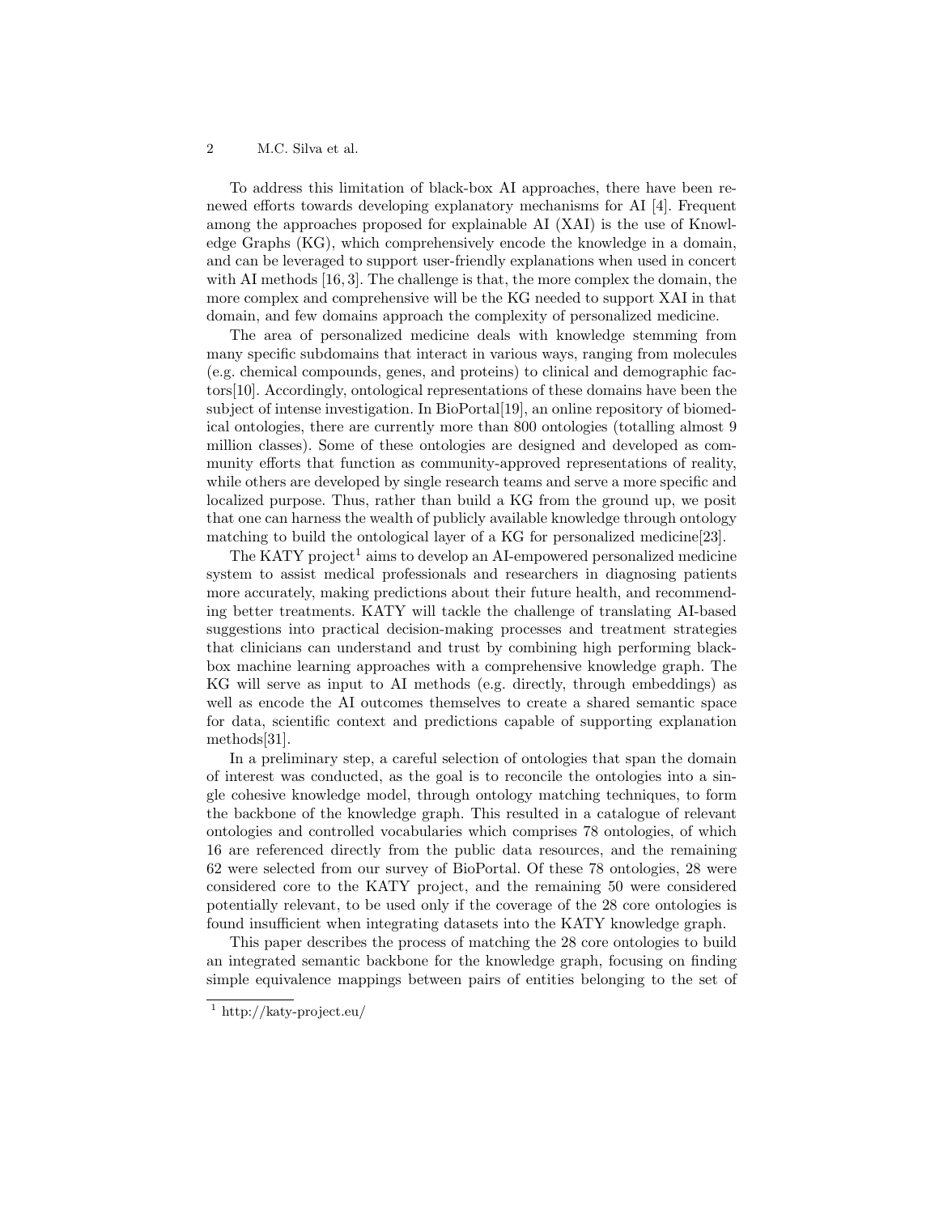To address this limitation of black-box AI approaches, there have been renewed efforts towards developing explanatory mechanisms for AI [4]. Frequent among the approaches proposed for explainable AI (XAI) is the use of Knowledge Graphs (KG), which comprehensively encode the knowledge in a domain, and can be leveraged to support user-friendly explanations when used in concert with AI methods [16, 3]. The challenge is that, the more complex the domain, the more complex and comprehensive will be the KG needed to support XAI in that domain, and few domains approach the complexity of personalized medicine.

The area of personalized medicine deals with knowledge stemming from many specific subdomains that interact in various ways, ranging from molecules (e.g. chemical compounds, genes, and proteins) to clinical and demographic factors[10]. Accordingly, ontological representations of these domains have been the subject of intense investigation. In BioPortal[19], an online repository of biomedical ontologies, there are currently more than 800 ontologies (totalling almost 9 million classes). Some of these ontologies are designed and developed as community efforts that function as community-approved representations of reality, while others are developed by single research teams and serve a more specific and localized purpose. Thus, rather than build a KG from the ground up, we posit that one can harness the wealth of publicly available knowledge through ontology matching to build the ontological layer of a KG for personalized medicine[23].

The KATY project[1] aims to develop an AI-empowered personalized medicine system to assist medical professionals and researchers in diagnosing patients more accurately, making predictions about their future health, and recommending better treatments. KATY will tackle the challenge of translating AI-based suggestions into practical decision-making processes and treatment strategies that clinicians can understand and trust by combining high performing black-box machine learning approaches with a comprehensive knowledge graph. The KG will serve as input to AI methods (e.g. directly, through embeddings) as well as encode the AI outcomes themselves to create a shared semantic space for data, scientific context and predictions capable of supporting explanation methods[31].

In a preliminary step, a careful selection of ontologies that span the domain of interest was conducted, as the goal is to reconcile the ontologies into a single cohesive knowledge model, through ontology matching techniques, to form the backbone of the knowledge graph. This resulted in a catalogue of relevant ontologies and controlled vocabularies which comprises 78 ontologies, of which 16 are referenced directly from the public data resources, and the remaining 62 were selected from our survey of BioPortal. Of these 78 ontologies, 28 were considered core to the KATY project, and the remaining 50 were considered potentially relevant, to be used only if the coverage of the 28 core ontologies is found insufficient when integrating datasets into the KATY knowledge graph.

This paper describes the process of matching the 28 core ontologies to build an integrated semantic backbone for the knowledge graph, focusing on finding simple equivalence mappings between pairs of entities belonging to the set of

[1] http://katy-project.eu/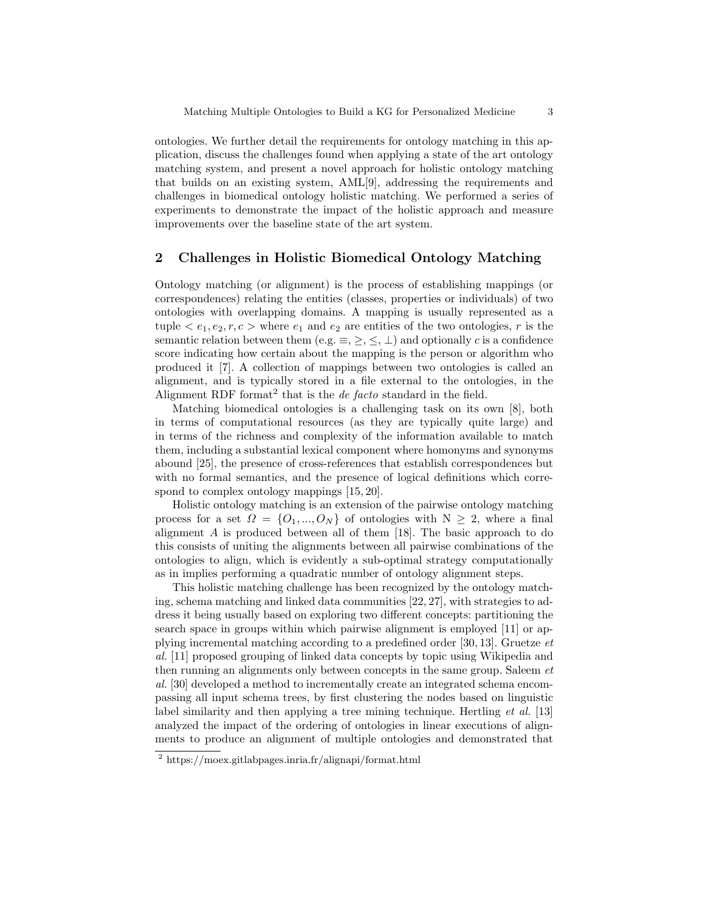ontologies. We further detail the requirements for ontology matching in this application, discuss the challenges found when applying a state of the art ontology matching system, and present a novel approach for holistic ontology matching that builds on an existing system, AML[9], addressing the requirements and challenges in biomedical ontology holistic matching. We performed a series of experiments to demonstrate the impact of the holistic approach and measure improvements over the baseline state of the art system.

## 2 Challenges in Holistic Biomedical Ontology Matching

Ontology matching (or alignment) is the process of establishing mappings (or correspondences) relating the entities (classes, properties or individuals) of two ontologies with overlapping domains. A mapping is usually represented as a tuple $< e_1, e_2, r, c >$ where $e_1$ and $e_2$ are entities of the two ontologies, $r$ is the semantic relation between them (e.g. $\equiv, \geq, \leq, \perp$) and optionally $c$ is a confidence score indicating how certain about the mapping is the person or algorithm who produced it [7]. A collection of mappings between two ontologies is called an alignment, and is typically stored in a file external to the ontologies, in the Alignment RDF format[2] that is the *de facto* standard in the field.

Matching biomedical ontologies is a challenging task on its own [8], both in terms of computational resources (as they are typically quite large) and in terms of the richness and complexity of the information available to match them, including a substantial lexical component where homonyms and synonyms abound [25], the presence of cross-references that establish correspondences but with no formal semantics, and the presence of logical definitions which correspond to complex ontology mappings [15, 20].

Holistic ontology matching is an extension of the pairwise ontology matching process for a set $\Omega = \{O_1, ..., O_N\}$ of ontologies with $N \geq 2$, where a final alignment $A$ is produced between all of them [18]. The basic approach to do this consists of uniting the alignments between all pairwise combinations of the ontologies to align, which is evidently a sub-optimal strategy computationally as in implies performing a quadratic number of ontology alignment steps.

This holistic matching challenge has been recognized by the ontology matching, schema matching and linked data communities [22, 27], with strategies to address it being usually based on exploring two different concepts: partitioning the search space in groups within which pairwise alignment is employed [11] or applying incremental matching according to a predefined order [30, 13]. Gruetze *et al.* [11] proposed grouping of linked data concepts by topic using Wikipedia and then running an alignments only between concepts in the same group. Saleem *et al.* [30] developed a method to incrementally create an integrated schema encompassing all input schema trees, by first clustering the nodes based on linguistic label similarity and then applying a tree mining technique. Hertling *et al.* [13] analyzed the impact of the ordering of ontologies in linear executions of alignments to produce an alignment of multiple ontologies and demonstrated that

[2] https://moex.gitlabpages.inria.fr/alignapi/format.html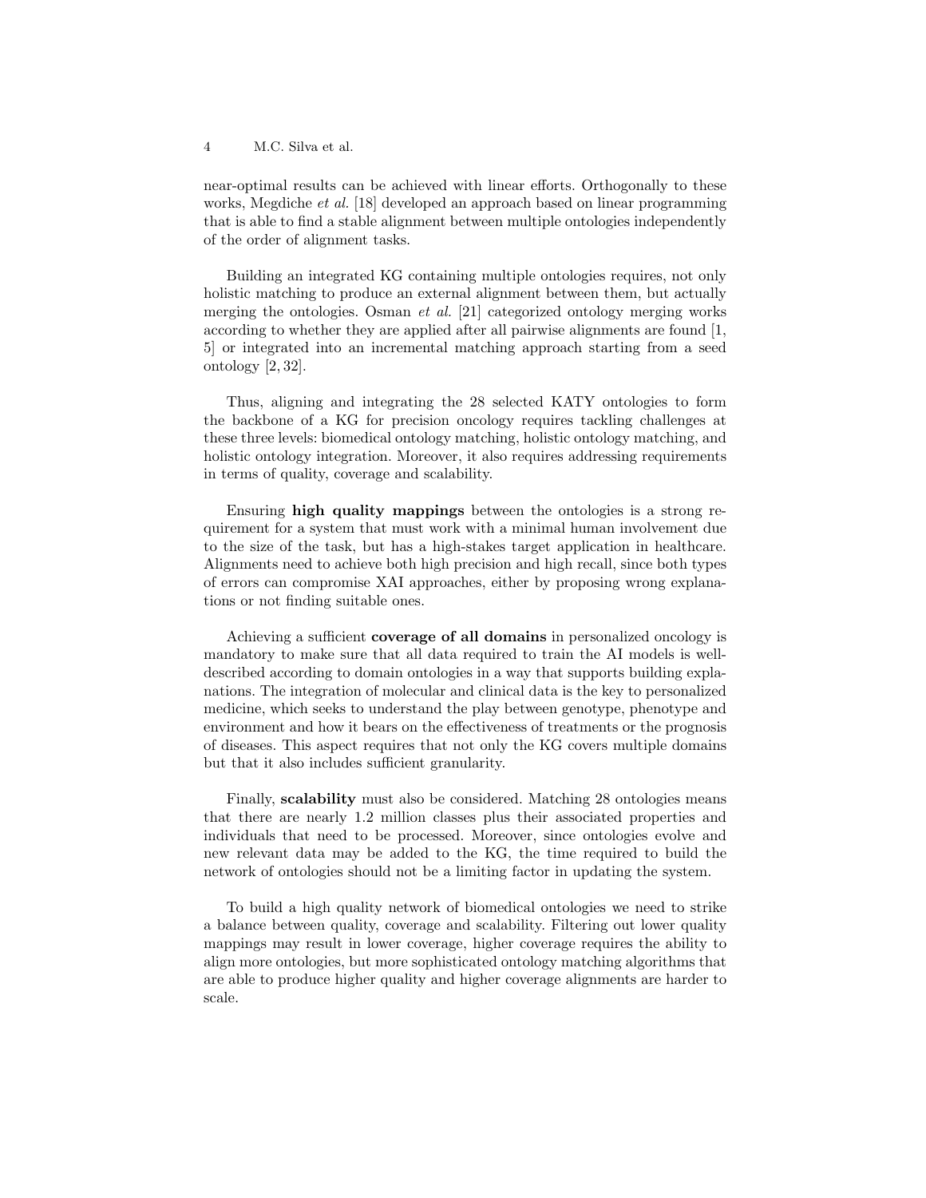near-optimal results can be achieved with linear efforts. Orthogonally to these works, Megdiche *et al.* [18] developed an approach based on linear programming that is able to find a stable alignment between multiple ontologies independently of the order of alignment tasks.

Building an integrated KG containing multiple ontologies requires, not only holistic matching to produce an external alignment between them, but actually merging the ontologies. Osman *et al.* [21] categorized ontology merging works according to whether they are applied after all pairwise alignments are found [1, 5] or integrated into an incremental matching approach starting from a seed ontology [2, 32].

Thus, aligning and integrating the 28 selected KATY ontologies to form the backbone of a KG for precision oncology requires tackling challenges at these three levels: biomedical ontology matching, holistic ontology matching, and holistic ontology integration. Moreover, it also requires addressing requirements in terms of quality, coverage and scalability.

Ensuring **high quality mappings** between the ontologies is a strong requirement for a system that must work with a minimal human involvement due to the size of the task, but has a high-stakes target application in healthcare. Alignments need to achieve both high precision and high recall, since both types of errors can compromise XAI approaches, either by proposing wrong explanations or not finding suitable ones.

Achieving a sufficient **coverage of all domains** in personalized oncology is mandatory to make sure that all data required to train the AI models is well-described according to domain ontologies in a way that supports building explanations. The integration of molecular and clinical data is the key to personalized medicine, which seeks to understand the play between genotype, phenotype and environment and how it bears on the effectiveness of treatments or the prognosis of diseases. This aspect requires that not only the KG covers multiple domains but that it also includes sufficient granularity.

Finally, **scalability** must also be considered. Matching 28 ontologies means that there are nearly 1.2 million classes plus their associated properties and individuals that need to be processed. Moreover, since ontologies evolve and new relevant data may be added to the KG, the time required to build the network of ontologies should not be a limiting factor in updating the system.

To build a high quality network of biomedical ontologies we need to strike a balance between quality, coverage and scalability. Filtering out lower quality mappings may result in lower coverage, higher coverage requires the ability to align more ontologies, but more sophisticated ontology matching algorithms that are able to produce higher quality and higher coverage alignments are harder to scale.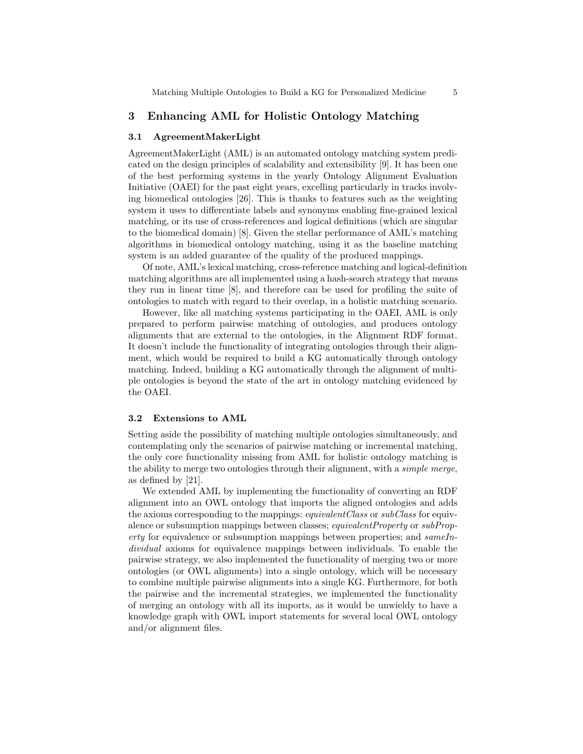## 3 Enhancing AML for Holistic Ontology Matching

### 3.1 AgreementMakerLight

AgreementMakerLight (AML) is an automated ontology matching system predicated on the design principles of scalability and extensibility [9]. It has been one of the best performing systems in the yearly Ontology Alignment Evaluation Initiative (OAEI) for the past eight years, excelling particularly in tracks involving biomedical ontologies [26]. This is thanks to features such as the weighting system it uses to differentiate labels and synonyms enabling fine-grained lexical matching, or its use of cross-references and logical definitions (which are singular to the biomedical domain) [8]. Given the stellar performance of AML's matching algorithms in biomedical ontology matching, using it as the baseline matching system is an added guarantee of the quality of the produced mappings.

Of note, AML's lexical matching, cross-reference matching and logical-definition matching algorithms are all implemented using a hash-search strategy that means they run in linear time [8], and therefore can be used for profiling the suite of ontologies to match with regard to their overlap, in a holistic matching scenario.

However, like all matching systems participating in the OAEI, AML is only prepared to perform pairwise matching of ontologies, and produces ontology alignments that are external to the ontologies, in the Alignment RDF format. It doesn't include the functionality of integrating ontologies through their alignment, which would be required to build a KG automatically through ontology matching. Indeed, building a KG automatically through the alignment of multiple ontologies is beyond the state of the art in ontology matching evidenced by the OAEI.

### 3.2 Extensions to AML

Setting aside the possibility of matching multiple ontologies simultaneously, and contemplating only the scenarios of pairwise matching or incremental matching, the only core functionality missing from AML for holistic ontology matching is the ability to merge two ontologies through their alignment, with a *simple merge*, as defined by [21].

We extended AML by implementing the functionality of converting an RDF alignment into an OWL ontology that imports the aligned ontologies and adds the axioms corresponding to the mappings: *equivalentClass* or *subClass* for equivalence or subsumption mappings between classes; *equivalentProperty* or *subProperty* for equivalence or subsumption mappings between properties; and *sameIndividual* axioms for equivalence mappings between individuals. To enable the pairwise strategy, we also implemented the functionality of merging two or more ontologies (or OWL alignments) into a single ontology, which will be necessary to combine multiple pairwise alignments into a single KG. Furthermore, for both the pairwise and the incremental strategies, we implemented the functionality of merging an ontology with all its imports, as it would be unwieldy to have a knowledge graph with OWL import statements for several local OWL ontology and/or alignment files.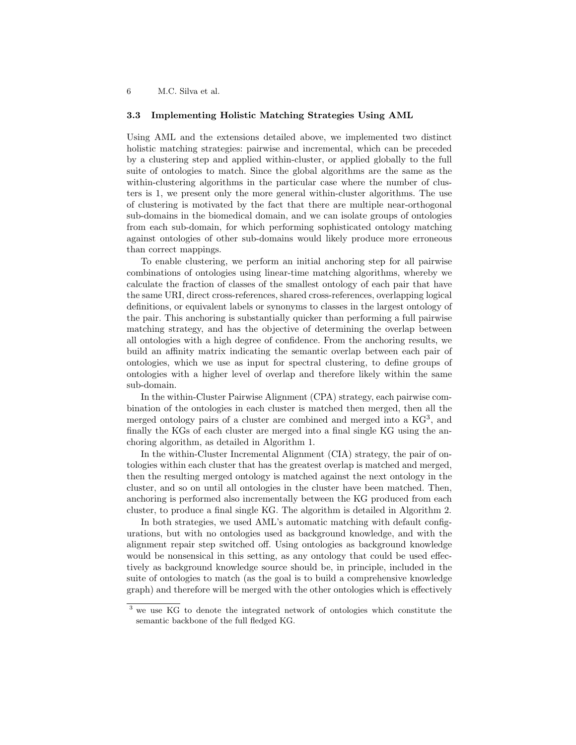### 3.3 Implementing Holistic Matching Strategies Using AML

Using AML and the extensions detailed above, we implemented two distinct holistic matching strategies: pairwise and incremental, which can be preceded by a clustering step and applied within-cluster, or applied globally to the full suite of ontologies to match. Since the global algorithms are the same as the within-clustering algorithms in the particular case where the number of clusters is 1, we present only the more general within-cluster algorithms. The use of clustering is motivated by the fact that there are multiple near-orthogonal sub-domains in the biomedical domain, and we can isolate groups of ontologies from each sub-domain, for which performing sophisticated ontology matching against ontologies of other sub-domains would likely produce more erroneous than correct mappings.

To enable clustering, we perform an initial anchoring step for all pairwise combinations of ontologies using linear-time matching algorithms, whereby we calculate the fraction of classes of the smallest ontology of each pair that have the same URI, direct cross-references, shared cross-references, overlapping logical definitions, or equivalent labels or synonyms to classes in the largest ontology of the pair. This anchoring is substantially quicker than performing a full pairwise matching strategy, and has the objective of determining the overlap between all ontologies with a high degree of confidence. From the anchoring results, we build an affinity matrix indicating the semantic overlap between each pair of ontologies, which we use as input for spectral clustering, to define groups of ontologies with a higher level of overlap and therefore likely within the same sub-domain.

In the within-Cluster Pairwise Alignment (CPA) strategy, each pairwise combination of the ontologies in each cluster is matched then merged, then all the merged ontology pairs of a cluster are combined and merged into a KG[3], and finally the KGs of each cluster are merged into a final single KG using the anchoring algorithm, as detailed in Algorithm 1.

In the within-Cluster Incremental Alignment (CIA) strategy, the pair of ontologies within each cluster that has the greatest overlap is matched and merged, then the resulting merged ontology is matched against the next ontology in the cluster, and so on until all ontologies in the cluster have been matched. Then, anchoring is performed also incrementally between the KG produced from each cluster, to produce a final single KG. The algorithm is detailed in Algorithm 2.

In both strategies, we used AML's automatic matching with default configurations, but with no ontologies used as background knowledge, and with the alignment repair step switched off. Using ontologies as background knowledge would be nonsensical in this setting, as any ontology that could be used effectively as background knowledge source should be, in principle, included in the suite of ontologies to match (as the goal is to build a comprehensive knowledge graph) and therefore will be merged with the other ontologies which is effectively

[3] we use KG to denote the integrated network of ontologies which constitute the semantic backbone of the full fledged KG.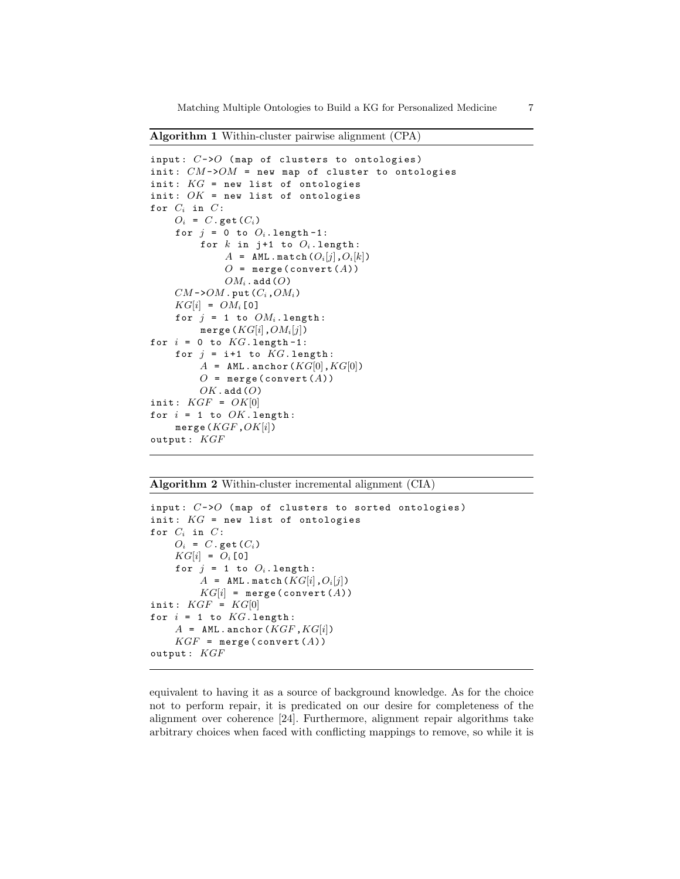**Algorithm 1** Within-cluster pairwise alignment (CPA)

```
input: C->O (map of clusters to ontologies)
init: CM->OM = new map of cluster to ontologies
init: KG = new list of ontologies
init: OK = new list of ontologies
for C_i in C:
    O_i = C.get(C_i)
    for j = 0 to O_i.length-1:
        for k in j+1 to O_i.length:
            A = AML.match(O_i[j],O_i[k])
            O = merge(convert(A))
            OM_i.add(O)
    CM->OM.put(C_i,OM_i)
    KG[i] = OM_i[0]
    for j = 1 to OM_i.length:
        merge(KG[i],OM_i[j])
for i = 0 to KG.length-1:
    for j = i+1 to KG.length:
        A = AML.anchor(KG[0],KG[0])
        O = merge(convert(A))
        OK.add(O)
init: KGF = OK[0]
for i = 1 to OK.length:
    merge(KGF,OK[i])
output: KGF
```

**Algorithm 2** Within-cluster incremental alignment (CIA)

```
input: C->O (map of clusters to sorted ontologies)
init: KG = new list of ontologies
for C_i in C:
    O_i = C.get(C_i)
    KG[i] = O_i[0]
    for j = 1 to O_i.length:
        A = AML.match(KG[i],O_i[j])
        KG[i] = merge(convert(A))
init: KGF = KG[0]
for i = 1 to KG.length:
    A = AML.anchor(KGF,KG[i])
    KGF = merge(convert(A))
output: KGF
```

equivalent to having it as a source of background knowledge. As for the choice not to perform repair, it is predicated on our desire for completeness of the alignment over coherence [24]. Furthermore, alignment repair algorithms take arbitrary choices when faced with conflicting mappings to remove, so while it is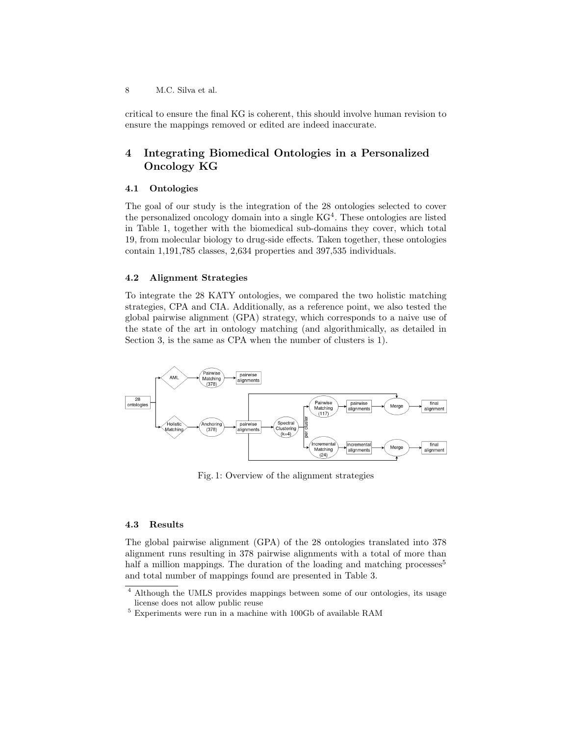critical to ensure the final KG is coherent, this should involve human revision to ensure the mappings removed or edited are indeed inaccurate.

## 4 Integrating Biomedical Ontologies in a Personalized Oncology KG

### 4.1 Ontologies

The goal of our study is the integration of the 28 ontologies selected to cover the personalized oncology domain into a single KG[4]. These ontologies are listed in Table 1, together with the biomedical sub-domains they cover, which total 19, from molecular biology to drug-side effects. Taken together, these ontologies contain 1,191,785 classes, 2,634 properties and 397,535 individuals.

### 4.2 Alignment Strategies

To integrate the 28 KATY ontologies, we compared the two holistic matching strategies, CPA and CIA. Additionally, as a reference point, we also tested the global pairwise alignment (GPA) strategy, which corresponds to a naive use of the state of the art in ontology matching (and algorithmically, as detailed in Section 3, is the same as CPA when the number of clusters is 1).

Fig. 1: Overview of the alignment strategies

### 4.3 Results

The global pairwise alignment (GPA) of the 28 ontologies translated into 378 alignment runs resulting in 378 pairwise alignments with a total of more than half a million mappings. The duration of the loading and matching processes[5] and total number of mappings found are presented in Table 3.

[4] Although the UMLS provides mappings between some of our ontologies, its usage license does not allow public reuse

[5] Experiments were run in a machine with 100Gb of available RAM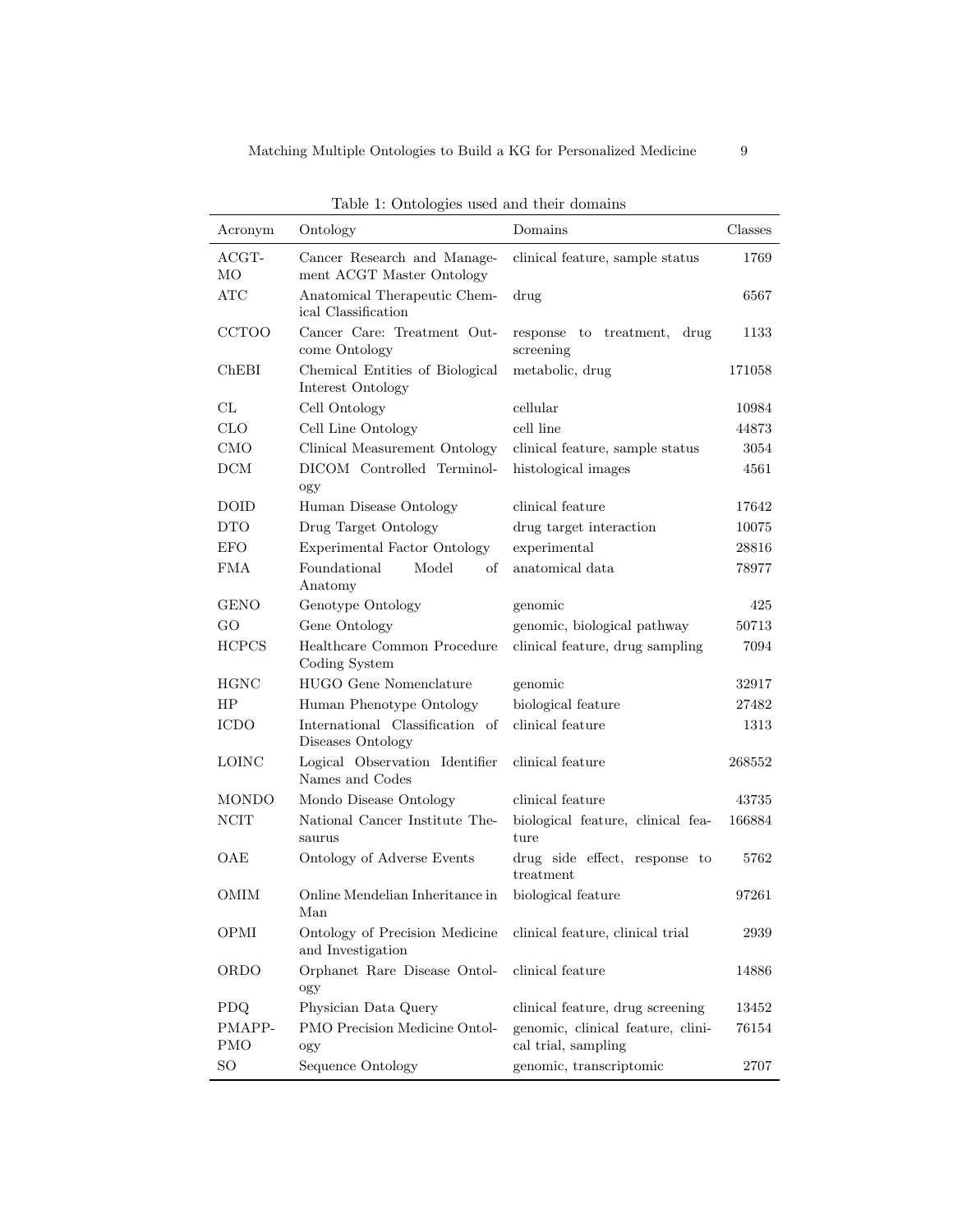Table 1: Ontologies used and their domains

| Acronym | Ontology | Domains | Classes |
|---|---|---|---|
| ACGT-MO | Cancer Research and Management ACGT Master Ontology | clinical feature, sample status | 1769 |
| ATC | Anatomical Therapeutic Chemical Classification | drug | 6567 |
| CCTOO | Cancer Care: Treatment Outcome Ontology | response to treatment, drug screening | 1133 |
| ChEBI | Chemical Entities of Biological Interest Ontology | metabolic, drug | 171058 |
| CL | Cell Ontology | cellular | 10984 |
| CLO | Cell Line Ontology | cell line | 44873 |
| CMO | Clinical Measurement Ontology | clinical feature, sample status | 3054 |
| DCM | DICOM Controlled Terminology | histological images | 4561 |
| DOID | Human Disease Ontology | clinical feature | 17642 |
| DTO | Drug Target Ontology | drug target interaction | 10075 |
| EFO | Experimental Factor Ontology | experimental | 28816 |
| FMA | Foundational Model of Anatomy | anatomical data | 78977 |
| GENO | Genotype Ontology | genomic | 425 |
| GO | Gene Ontology | genomic, biological pathway | 50713 |
| HCPCS | Healthcare Common Procedure Coding System | clinical feature, drug sampling | 7094 |
| HGNC | HUGO Gene Nomenclature | genomic | 32917 |
| HP | Human Phenotype Ontology | biological feature | 27482 |
| ICDO | International Classification of Diseases Ontology | clinical feature | 1313 |
| LOINC | Logical Observation Identifier Names and Codes | clinical feature | 268552 |
| MONDO | Mondo Disease Ontology | clinical feature | 43735 |
| NCIT | National Cancer Institute Thesaurus | biological feature, clinical feature | 166884 |
| OAE | Ontology of Adverse Events | drug side effect, response to treatment | 5762 |
| OMIM | Online Mendelian Inheritance in Man | biological feature | 97261 |
| OPMI | Ontology of Precision Medicine and Investigation | clinical feature, clinical trial | 2939 |
| ORDO | Orphanet Rare Disease Ontology | clinical feature | 14886 |
| PDQ | Physician Data Query | clinical feature, drug screening | 13452 |
| PMAPP-PMO | PMO Precision Medicine Ontology | genomic, clinical feature, clinical trial, sampling | 76154 |
| SO | Sequence Ontology | genomic, transcriptomic | 2707 |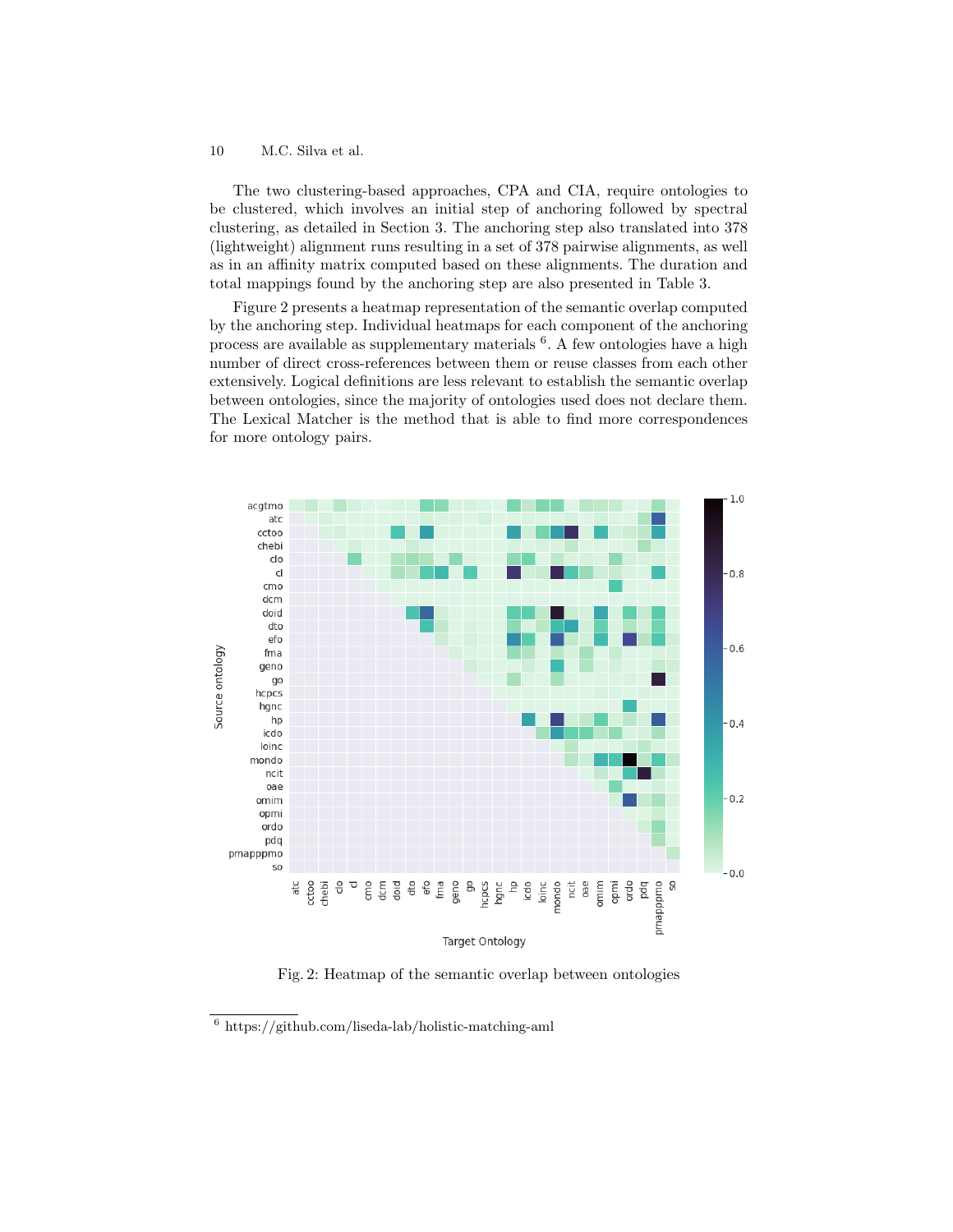The two clustering-based approaches, CPA and CIA, require ontologies to be clustered, which involves an initial step of anchoring followed by spectral clustering, as detailed in Section 3. The anchoring step also translated into 378 (lightweight) alignment runs resulting in a set of 378 pairwise alignments, as well as in an affinity matrix computed based on these alignments. The duration and total mappings found by the anchoring step are also presented in Table 3.

Figure 2 presents a heatmap representation of the semantic overlap computed by the anchoring step. Individual heatmaps for each component of the anchoring process are available as supplementary materials [6]. A few ontologies have a high number of direct cross-references between them or reuse classes from each other extensively. Logical definitions are less relevant to establish the semantic overlap between ontologies, since the majority of ontologies used does not declare them. The Lexical Matcher is the method that is able to find more correspondences for more ontology pairs.

Fig. 2: Heatmap of the semantic overlap between ontologies

[6] https://github.com/liseda-lab/holistic-matching-aml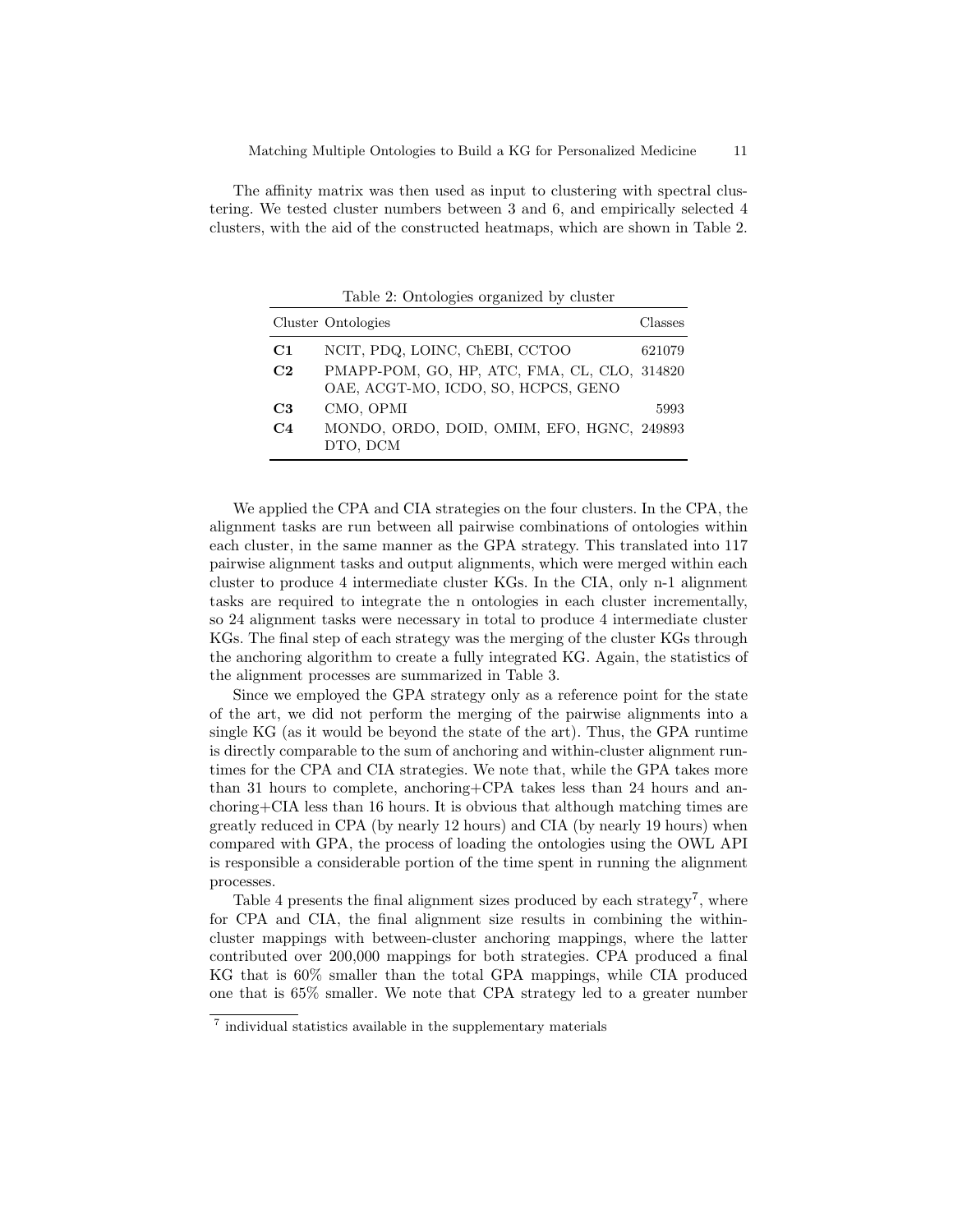The affinity matrix was then used as input to clustering with spectral clustering. We tested cluster numbers between 3 and 6, and empirically selected 4 clusters, with the aid of the constructed heatmaps, which are shown in Table 2.

Table 2: Ontologies organized by cluster

| Cluster | Ontologies | Classes |
|---|---|---|
| **C1** | NCIT, PDQ, LOINC, ChEBI, CCTOO | 621079 |
| **C2** | PMAPP-POM, GO, HP, ATC, FMA, CL, CLO, OAE, ACGT-MO, ICDO, SO, HCPCS, GENO | 314820 |
| **C3** | CMO, OPMI | 5993 |
| **C4** | MONDO, ORDO, DOID, OMIM, EFO, HGNC, DTO, DCM | 249893 |

We applied the CPA and CIA strategies on the four clusters. In the CPA, the alignment tasks are run between all pairwise combinations of ontologies within each cluster, in the same manner as the GPA strategy. This translated into 117 pairwise alignment tasks and output alignments, which were merged within each cluster to produce 4 intermediate cluster KGs. In the CIA, only n-1 alignment tasks are required to integrate the n ontologies in each cluster incrementally, so 24 alignment tasks were necessary in total to produce 4 intermediate cluster KGs. The final step of each strategy was the merging of the cluster KGs through the anchoring algorithm to create a fully integrated KG. Again, the statistics of the alignment processes are summarized in Table 3.

Since we employed the GPA strategy only as a reference point for the state of the art, we did not perform the merging of the pairwise alignments into a single KG (as it would be beyond the state of the art). Thus, the GPA runtime is directly comparable to the sum of anchoring and within-cluster alignment runtimes for the CPA and CIA strategies. We note that, while the GPA takes more than 31 hours to complete, anchoring+CPA takes less than 24 hours and anchoring+CIA less than 16 hours. It is obvious that although matching times are greatly reduced in CPA (by nearly 12 hours) and CIA (by nearly 19 hours) when compared with GPA, the process of loading the ontologies using the OWL API is responsible a considerable portion of the time spent in running the alignment processes.

Table 4 presents the final alignment sizes produced by each strategy[7], where for CPA and CIA, the final alignment size results in combining the within-cluster mappings with between-cluster anchoring mappings, where the latter contributed over 200,000 mappings for both strategies. CPA produced a final KG that is 60% smaller than the total GPA mappings, while CIA produced one that is 65% smaller. We note that CPA strategy led to a greater number

[7] individual statistics available in the supplementary materials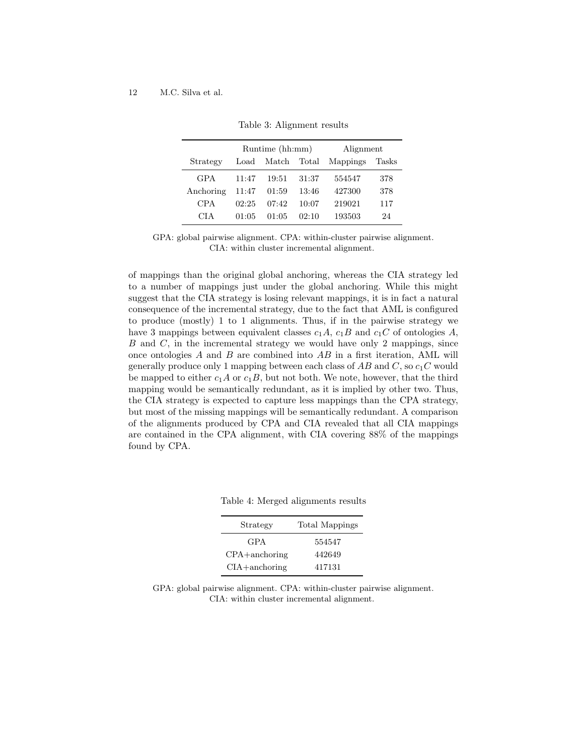Table 3: Alignment results

| | Runtime (hh:mm) | | | Alignment | |
|---|---|---|---|---|---|
| Strategy | Load | Match | Total | Mappings | Tasks |
| GPA | 11:47 | 19:51 | 31:37 | 554547 | 378 |
| Anchoring | 11:47 | 01:59 | 13:46 | 427300 | 378 |
| CPA | 02:25 | 07:42 | 10:07 | 219021 | 117 |
| CIA | 01:05 | 01:05 | 02:10 | 193503 | 24 |

GPA: global pairwise alignment. CPA: within-cluster pairwise alignment. CIA: within cluster incremental alignment.

of mappings than the original global anchoring, whereas the CIA strategy led to a number of mappings just under the global anchoring. While this might suggest that the CIA strategy is losing relevant mappings, it is in fact a natural consequence of the incremental strategy, due to the fact that AML is configured to produce (mostly) 1 to 1 alignments. Thus, if in the pairwise strategy we have 3 mappings between equivalent classes $c_1A$, $c_1B$ and $c_1C$ of ontologies $A$, $B$ and $C$, in the incremental strategy we would have only 2 mappings, since once ontologies $A$ and $B$ are combined into $AB$ in a first iteration, AML will generally produce only 1 mapping between each class of $AB$ and $C$, so $c_1C$ would be mapped to either $c_1A$ or $c_1B$, but not both. We note, however, that the third mapping would be semantically redundant, as it is implied by other two. Thus, the CIA strategy is expected to capture less mappings than the CPA strategy, but most of the missing mappings will be semantically redundant. A comparison of the alignments produced by CPA and CIA revealed that all CIA mappings are contained in the CPA alignment, with CIA covering 88% of the mappings found by CPA.

Table 4: Merged alignments results

| Strategy | Total Mappings |
|---|---|
| GPA | 554547 |
| CPA+anchoring | 442649 |
| CIA+anchoring | 417131 |

GPA: global pairwise alignment. CPA: within-cluster pairwise alignment. CIA: within cluster incremental alignment.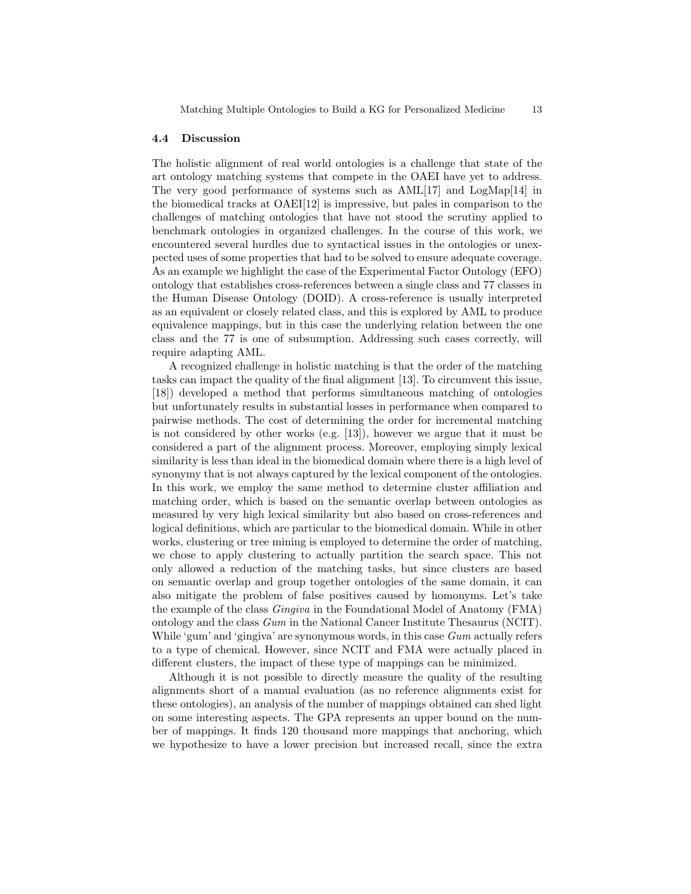### 4.4 Discussion

The holistic alignment of real world ontologies is a challenge that state of the art ontology matching systems that compete in the OAEI have yet to address. The very good performance of systems such as AML[17] and LogMap[14] in the biomedical tracks at OAEI[12] is impressive, but pales in comparison to the challenges of matching ontologies that have not stood the scrutiny applied to benchmark ontologies in organized challenges. In the course of this work, we encountered several hurdles due to syntactical issues in the ontologies or unexpected uses of some properties that had to be solved to ensure adequate coverage. As an example we highlight the case of the Experimental Factor Ontology (EFO) ontology that establishes cross-references between a single class and 77 classes in the Human Disease Ontology (DOID). A cross-reference is usually interpreted as an equivalent or closely related class, and this is explored by AML to produce equivalence mappings, but in this case the underlying relation between the one class and the 77 is one of subsumption. Addressing such cases correctly, will require adapting AML.

A recognized challenge in holistic matching is that the order of the matching tasks can impact the quality of the final alignment [13]. To circumvent this issue, [18]) developed a method that performs simultaneous matching of ontologies but unfortunately results in substantial losses in performance when compared to pairwise methods. The cost of determining the order for incremental matching is not considered by other works (e.g. [13]), however we argue that it must be considered a part of the alignment process. Moreover, employing simply lexical similarity is less than ideal in the biomedical domain where there is a high level of synonymy that is not always captured by the lexical component of the ontologies. In this work, we employ the same method to determine cluster affiliation and matching order, which is based on the semantic overlap between ontologies as measured by very high lexical similarity but also based on cross-references and logical definitions, which are particular to the biomedical domain. While in other works, clustering or tree mining is employed to determine the order of matching, we chose to apply clustering to actually partition the search space. This not only allowed a reduction of the matching tasks, but since clusters are based on semantic overlap and group together ontologies of the same domain, it can also mitigate the problem of false positives caused by homonyms. Let's take the example of the class *Gingiva* in the Foundational Model of Anatomy (FMA) ontology and the class *Gum* in the National Cancer Institute Thesaurus (NCIT). While 'gum' and 'gingiva' are synonymous words, in this case *Gum* actually refers to a type of chemical. However, since NCIT and FMA were actually placed in different clusters, the impact of these type of mappings can be minimized.

Although it is not possible to directly measure the quality of the resulting alignments short of a manual evaluation (as no reference alignments exist for these ontologies), an analysis of the number of mappings obtained can shed light on some interesting aspects. The GPA represents an upper bound on the number of mappings. It finds 120 thousand more mappings that anchoring, which we hypothesize to have a lower precision but increased recall, since the extra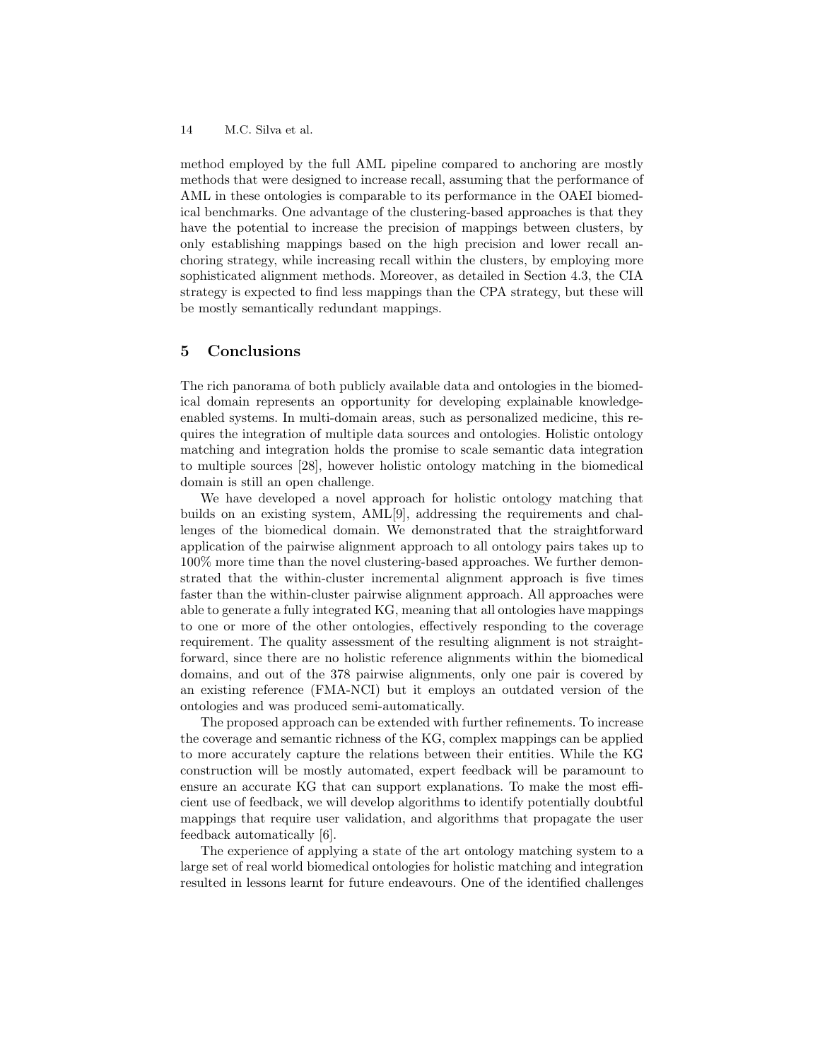method employed by the full AML pipeline compared to anchoring are mostly methods that were designed to increase recall, assuming that the performance of AML in these ontologies is comparable to its performance in the OAEI biomedical benchmarks. One advantage of the clustering-based approaches is that they have the potential to increase the precision of mappings between clusters, by only establishing mappings based on the high precision and lower recall anchoring strategy, while increasing recall within the clusters, by employing more sophisticated alignment methods. Moreover, as detailed in Section 4.3, the CIA strategy is expected to find less mappings than the CPA strategy, but these will be mostly semantically redundant mappings.

## 5 Conclusions

The rich panorama of both publicly available data and ontologies in the biomedical domain represents an opportunity for developing explainable knowledge-enabled systems. In multi-domain areas, such as personalized medicine, this requires the integration of multiple data sources and ontologies. Holistic ontology matching and integration holds the promise to scale semantic data integration to multiple sources [28], however holistic ontology matching in the biomedical domain is still an open challenge.

We have developed a novel approach for holistic ontology matching that builds on an existing system, AML[9], addressing the requirements and challenges of the biomedical domain. We demonstrated that the straightforward application of the pairwise alignment approach to all ontology pairs takes up to 100% more time than the novel clustering-based approaches. We further demonstrated that the within-cluster incremental alignment approach is five times faster than the within-cluster pairwise alignment approach. All approaches were able to generate a fully integrated KG, meaning that all ontologies have mappings to one or more of the other ontologies, effectively responding to the coverage requirement. The quality assessment of the resulting alignment is not straightforward, since there are no holistic reference alignments within the biomedical domains, and out of the 378 pairwise alignments, only one pair is covered by an existing reference (FMA-NCI) but it employs an outdated version of the ontologies and was produced semi-automatically.

The proposed approach can be extended with further refinements. To increase the coverage and semantic richness of the KG, complex mappings can be applied to more accurately capture the relations between their entities. While the KG construction will be mostly automated, expert feedback will be paramount to ensure an accurate KG that can support explanations. To make the most efficient use of feedback, we will develop algorithms to identify potentially doubtful mappings that require user validation, and algorithms that propagate the user feedback automatically [6].

The experience of applying a state of the art ontology matching system to a large set of real world biomedical ontologies for holistic matching and integration resulted in lessons learnt for future endeavours. One of the identified challenges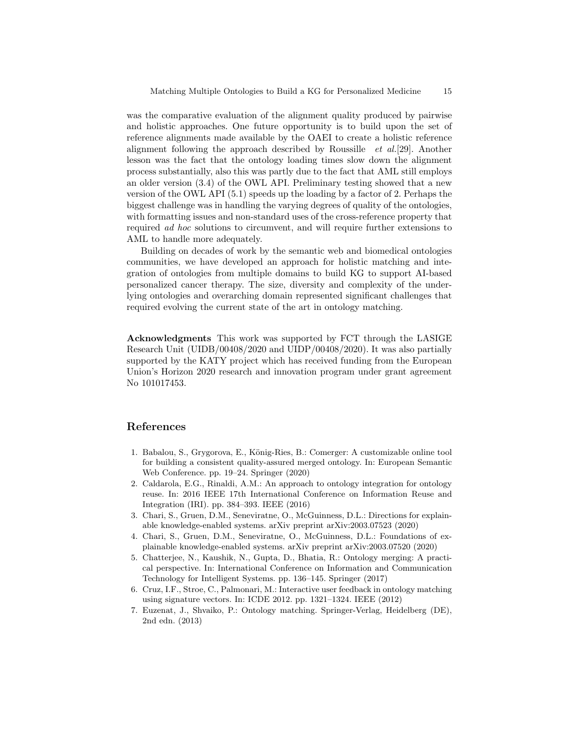was the comparative evaluation of the alignment quality produced by pairwise and holistic approaches. One future opportunity is to build upon the set of reference alignments made available by the OAEI to create a holistic reference alignment following the approach described by Roussille *et al.*[29]. Another lesson was the fact that the ontology loading times slow down the alignment process substantially, also this was partly due to the fact that AML still employs an older version (3.4) of the OWL API. Preliminary testing showed that a new version of the OWL API (5.1) speeds up the loading by a factor of 2. Perhaps the biggest challenge was in handling the varying degrees of quality of the ontologies, with formatting issues and non-standard uses of the cross-reference property that required *ad hoc* solutions to circumvent, and will require further extensions to AML to handle more adequately.

Building on decades of work by the semantic web and biomedical ontologies communities, we have developed an approach for holistic matching and integration of ontologies from multiple domains to build KG to support AI-based personalized cancer therapy. The size, diversity and complexity of the underlying ontologies and overarching domain represented significant challenges that required evolving the current state of the art in ontology matching.

**Acknowledgments** This work was supported by FCT through the LASIGE Research Unit (UIDB/00408/2020 and UIDP/00408/2020). It was also partially supported by the KATY project which has received funding from the European Union's Horizon 2020 research and innovation program under grant agreement No 101017453.

## References

1. Babalou, S., Grygorova, E., König-Ries, B.: Comerger: A customizable online tool for building a consistent quality-assured merged ontology. In: European Semantic Web Conference. pp. 19–24. Springer (2020)
2. Caldarola, E.G., Rinaldi, A.M.: An approach to ontology integration for ontology reuse. In: 2016 IEEE 17th International Conference on Information Reuse and Integration (IRI). pp. 384–393. IEEE (2016)
3. Chari, S., Gruen, D.M., Seneviratne, O., McGuinness, D.L.: Directions for explainable knowledge-enabled systems. arXiv preprint arXiv:2003.07523 (2020)
4. Chari, S., Gruen, D.M., Seneviratne, O., McGuinness, D.L.: Foundations of explainable knowledge-enabled systems. arXiv preprint arXiv:2003.07520 (2020)
5. Chatterjee, N., Kaushik, N., Gupta, D., Bhatia, R.: Ontology merging: A practical perspective. In: International Conference on Information and Communication Technology for Intelligent Systems. pp. 136–145. Springer (2017)
6. Cruz, I.F., Stroe, C., Palmonari, M.: Interactive user feedback in ontology matching using signature vectors. In: ICDE 2012. pp. 1321–1324. IEEE (2012)
7. Euzenat, J., Shvaiko, P.: Ontology matching. Springer-Verlag, Heidelberg (DE), 2nd edn. (2013)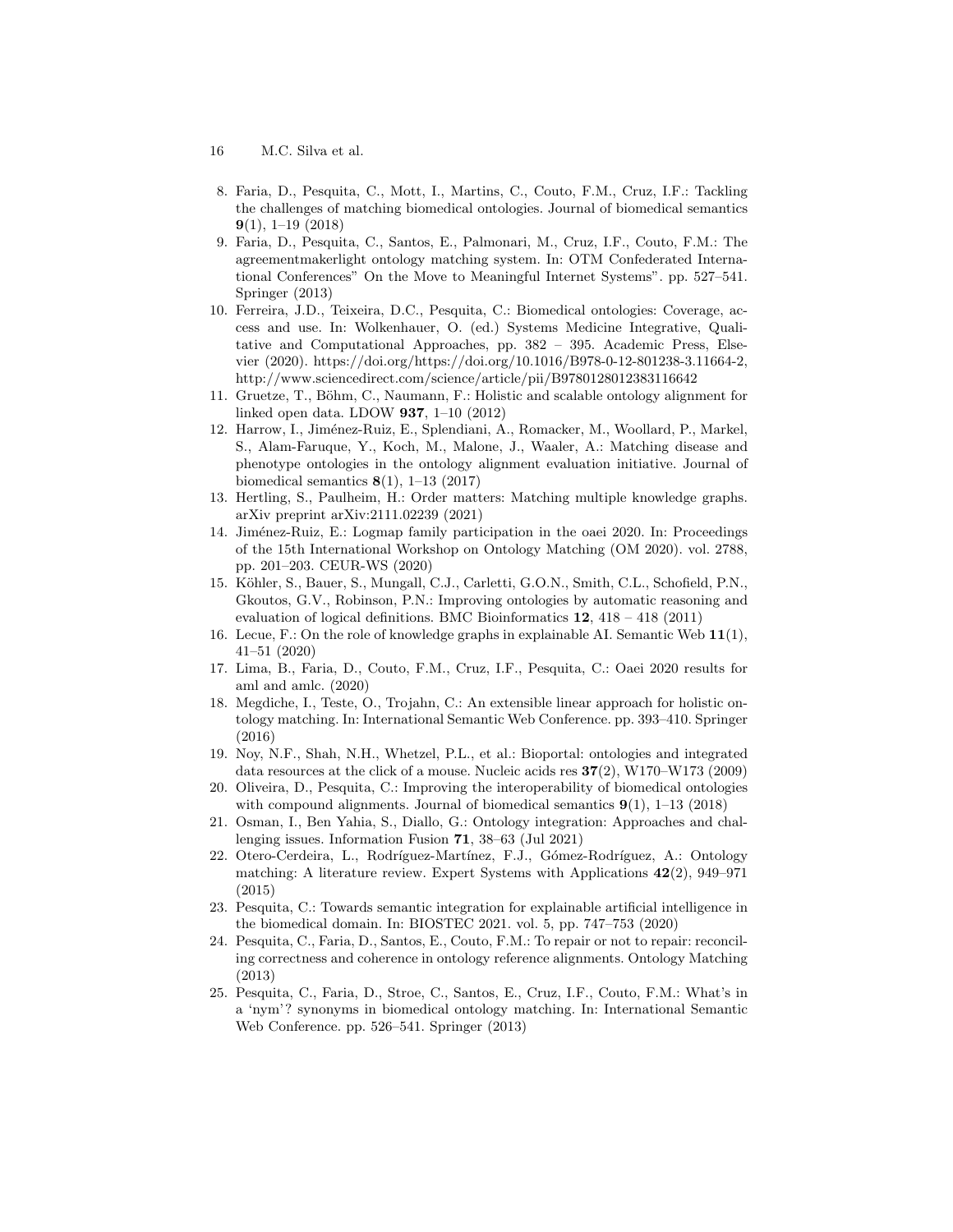8. Faria, D., Pesquita, C., Mott, I., Martins, C., Couto, F.M., Cruz, I.F.: Tackling the challenges of matching biomedical ontologies. Journal of biomedical semantics **9**(1), 1–19 (2018)
9. Faria, D., Pesquita, C., Santos, E., Palmonari, M., Cruz, I.F., Couto, F.M.: The agreementmakerlight ontology matching system. In: OTM Confederated International Conferences" On the Move to Meaningful Internet Systems". pp. 527–541. Springer (2013)
10. Ferreira, J.D., Teixeira, D.C., Pesquita, C.: Biomedical ontologies: Coverage, access and use. In: Wolkenhauer, O. (ed.) Systems Medicine Integrative, Qualitative and Computational Approaches, pp. 382 – 395. Academic Press, Elsevier (2020). https://doi.org/https://doi.org/10.1016/B978-0-12-801238-3.11664-2, http://www.sciencedirect.com/science/article/pii/B9780128012383116642
11. Gruetze, T., Böhm, C., Naumann, F.: Holistic and scalable ontology alignment for linked open data. LDOW **937**, 1–10 (2012)
12. Harrow, I., Jiménez-Ruiz, E., Splendiani, A., Romacker, M., Woollard, P., Markel, S., Alam-Faruque, Y., Koch, M., Malone, J., Waaler, A.: Matching disease and phenotype ontologies in the ontology alignment evaluation initiative. Journal of biomedical semantics **8**(1), 1–13 (2017)
13. Hertling, S., Paulheim, H.: Order matters: Matching multiple knowledge graphs. arXiv preprint arXiv:2111.02239 (2021)
14. Jiménez-Ruiz, E.: Logmap family participation in the oaei 2020. In: Proceedings of the 15th International Workshop on Ontology Matching (OM 2020). vol. 2788, pp. 201–203. CEUR-WS (2020)
15. Köhler, S., Bauer, S., Mungall, C.J., Carletti, G.O.N., Smith, C.L., Schofield, P.N., Gkoutos, G.V., Robinson, P.N.: Improving ontologies by automatic reasoning and evaluation of logical definitions. BMC Bioinformatics **12**, 418 – 418 (2011)
16. Lecue, F.: On the role of knowledge graphs in explainable AI. Semantic Web **11**(1), 41–51 (2020)
17. Lima, B., Faria, D., Couto, F.M., Cruz, I.F., Pesquita, C.: Oaei 2020 results for aml and amlc. (2020)
18. Megdiche, I., Teste, O., Trojahn, C.: An extensible linear approach for holistic ontology matching. In: International Semantic Web Conference. pp. 393–410. Springer (2016)
19. Noy, N.F., Shah, N.H., Whetzel, P.L., et al.: Bioportal: ontologies and integrated data resources at the click of a mouse. Nucleic acids res **37**(2), W170–W173 (2009)
20. Oliveira, D., Pesquita, C.: Improving the interoperability of biomedical ontologies with compound alignments. Journal of biomedical semantics **9**(1), 1–13 (2018)
21. Osman, I., Ben Yahia, S., Diallo, G.: Ontology integration: Approaches and challenging issues. Information Fusion **71**, 38–63 (Jul 2021)
22. Otero-Cerdeira, L., Rodríguez-Martínez, F.J., Gómez-Rodríguez, A.: Ontology matching: A literature review. Expert Systems with Applications **42**(2), 949–971 (2015)
23. Pesquita, C.: Towards semantic integration for explainable artificial intelligence in the biomedical domain. In: BIOSTEC 2021. vol. 5, pp. 747–753 (2020)
24. Pesquita, C., Faria, D., Santos, E., Couto, F.M.: To repair or not to repair: reconciling correctness and coherence in ontology reference alignments. Ontology Matching (2013)
25. Pesquita, C., Faria, D., Stroe, C., Santos, E., Cruz, I.F., Couto, F.M.: What's in a 'nym'? synonyms in biomedical ontology matching. In: International Semantic Web Conference. pp. 526–541. Springer (2013)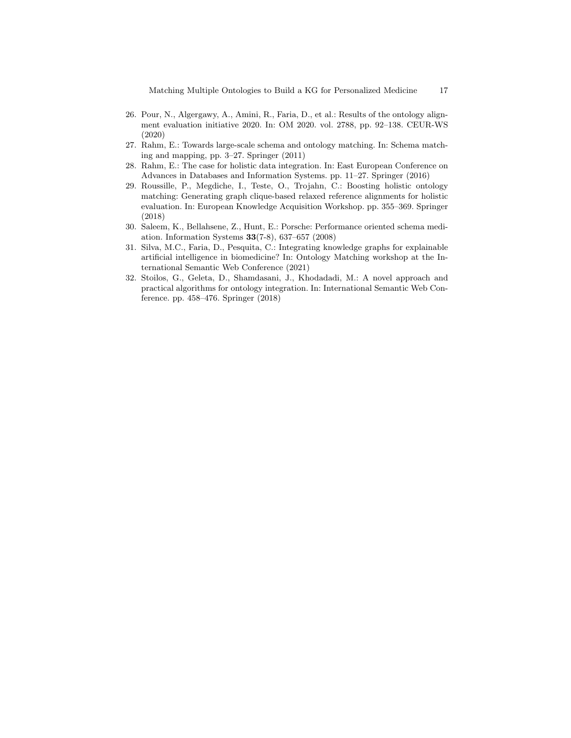26. Pour, N., Algergawy, A., Amini, R., Faria, D., et al.: Results of the ontology alignment evaluation initiative 2020. In: OM 2020. vol. 2788, pp. 92–138. CEUR-WS (2020)
27. Rahm, E.: Towards large-scale schema and ontology matching. In: Schema matching and mapping, pp. 3–27. Springer (2011)
28. Rahm, E.: The case for holistic data integration. In: East European Conference on Advances in Databases and Information Systems. pp. 11–27. Springer (2016)
29. Roussille, P., Megdiche, I., Teste, O., Trojahn, C.: Boosting holistic ontology matching: Generating graph clique-based relaxed reference alignments for holistic evaluation. In: European Knowledge Acquisition Workshop. pp. 355–369. Springer (2018)
30. Saleem, K., Bellahsene, Z., Hunt, E.: Porsche: Performance oriented schema mediation. Information Systems **33**(7-8), 637–657 (2008)
31. Silva, M.C., Faria, D., Pesquita, C.: Integrating knowledge graphs for explainable artificial intelligence in biomedicine? In: Ontology Matching workshop at the International Semantic Web Conference (2021)
32. Stoilos, G., Geleta, D., Shamdasani, J., Khodadadi, M.: A novel approach and practical algorithms for ontology integration. In: International Semantic Web Conference. pp. 458–476. Springer (2018)